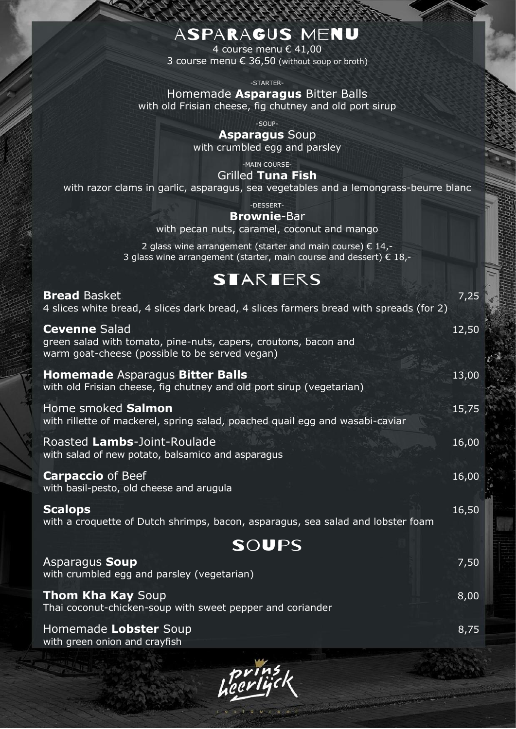# ASPARAGUS MENU

4 course menu € 41,00
3 course menu € 36,50 (without soup or broth)

-STARTER-

Homemade **Asparagus** Bitter Balls
with old Frisian cheese, fig chutney and old port sirup

-SOUP-

**Asparagus** Soup
with crumbled egg and parsley

-MAIN COURSE-

Grilled **Tuna Fish**
with razor clams in garlic, asparagus, sea vegetables and a lemongrass-beurre blanc

-DESSERT-

**Brownie**-Bar
with pecan nuts, caramel, coconut and mango

2 glass wine arrangement (starter and main course) € 14,-
3 glass wine arrangement (starter, main course and dessert) € 18,-

## STARTERS

**Bread** Basket — 7,25
4 slices white bread, 4 slices dark bread, 4 slices farmers bread with spreads (for 2)

**Cevenne** Salad — 12,50
green salad with tomato, pine-nuts, capers, croutons, bacon and warm goat-cheese (possible to be served vegan)

**Homemade** Asparagus **Bitter Balls** — 13,00
with old Frisian cheese, fig chutney and old port sirup (vegetarian)

Home smoked **Salmon** — 15,75
with rillette of mackerel, spring salad, poached quail egg and wasabi-caviar

Roasted **Lambs**-Joint-Roulade — 16,00
with salad of new potato, balsamico and asparagus

**Carpaccio** of Beef — 16,00
with basil-pesto, old cheese and arugula

**Scalops** — 16,50
with a croquette of Dutch shrimps, bacon, asparagus, sea salad and lobster foam

## SOUPS

Asparagus **Soup** — 7,50
with crumbled egg and parsley (vegetarian)

**Thom Kha Kay** Soup — 8,00
Thai coconut-chicken-soup with sweet pepper and coriander

Homemade **Lobster** Soup — 8,75
with green onion and crayfish

prins heerlijck
restaurant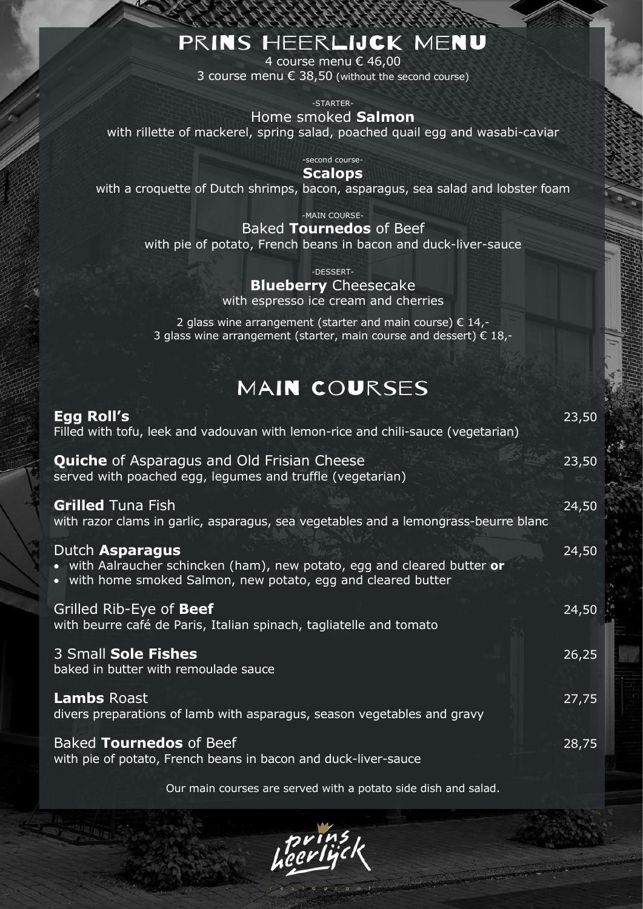# PRINS HEERLIJCK MENU

4 course menu € 46,00
3 course menu € 38,50 (without the second course)

-STARTER-

Home smoked **Salmon**
with rillette of mackerel, spring salad, poached quail egg and wasabi-caviar

-second course-

**Scalops**
with a croquette of Dutch shrimps, bacon, asparagus, sea salad and lobster foam

-MAIN COURSE-

Baked **Tournedos** of Beef
with pie of potato, French beans in bacon and duck-liver-sauce

-DESSERT-

**Blueberry** Cheesecake
with espresso ice cream and cherries

2 glass wine arrangement (starter and main course) € 14,-
3 glass wine arrangement (starter, main course and dessert) € 18,-

# MAIN COURSES

**Egg Roll's** — 23,50
Filled with tofu, leek and vadouvan with lemon-rice and chili-sauce (vegetarian)

**Quiche** of Asparagus and Old Frisian Cheese — 23,50
served with poached egg, legumes and truffle (vegetarian)

**Grilled** Tuna Fish — 24,50
with razor clams in garlic, asparagus, sea vegetables and a lemongrass-beurre blanc

Dutch **Asparagus** — 24,50
- with Aalraucher schincken (ham), new potato, egg and cleared butter **or**
- with home smoked Salmon, new potato, egg and cleared butter

Grilled Rib-Eye of **Beef** — 24,50
with beurre café de Paris, Italian spinach, tagliatelle and tomato

3 Small **Sole Fishes** — 26,25
baked in butter with remoulade sauce

**Lambs** Roast — 27,75
divers preparations of lamb with asparagus, season vegetables and gravy

Baked **Tournedos** of Beef — 28,75
with pie of potato, French beans in bacon and duck-liver-sauce

Our main courses are served with a potato side dish and salad.

prins heerlijck
restaurant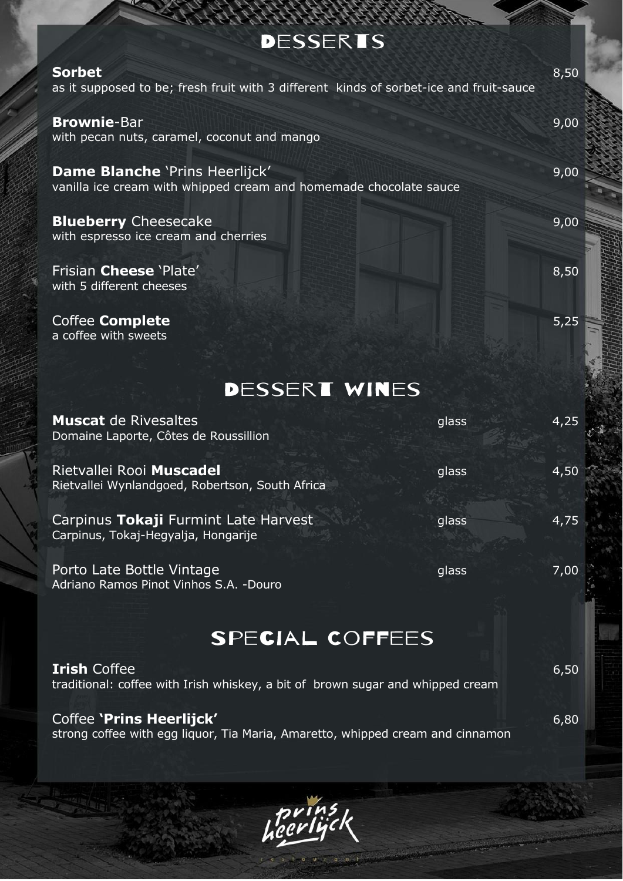# DESSERTS

**Sorbet** 8,50
as it supposed to be; fresh fruit with 3 different kinds of sorbet-ice and fruit-sauce

**Brownie**-Bar 9,00
with pecan nuts, caramel, coconut and mango

**Dame Blanche** 'Prins Heerlijck' 9,00
vanilla ice cream with whipped cream and homemade chocolate sauce

**Blueberry** Cheesecake 9,00
with espresso ice cream and cherries

Frisian **Cheese** 'Plate' 8,50
with 5 different cheeses

Coffee **Complete** 5,25
a coffee with sweets

# DESSERT WINES

| | | |
|---|---|---|
| **Muscat** de Rivesaltes<br>Domaine Laporte, Côtes de Roussillion | glass | 4,25 |
| Rietvallei Rooi **Muscadel**<br>Rietvallei Wynlandgoed, Robertson, South Africa | glass | 4,50 |
| Carpinus **Tokaji** Furmint Late Harvest<br>Carpinus, Tokaj-Hegyalja, Hongarije | glass | 4,75 |
| Porto Late Bottle Vintage<br>Adriano Ramos Pinot Vinhos S.A. -Douro | glass | 7,00 |

# SPECIAL COFFEES

**Irish** Coffee 6,50
traditional: coffee with Irish whiskey, a bit of brown sugar and whipped cream

Coffee **'Prins Heerlijck'** 6,80
strong coffee with egg liquor, Tia Maria, Amaretto, whipped cream and cinnamon

prins heerlÿck
restaurant